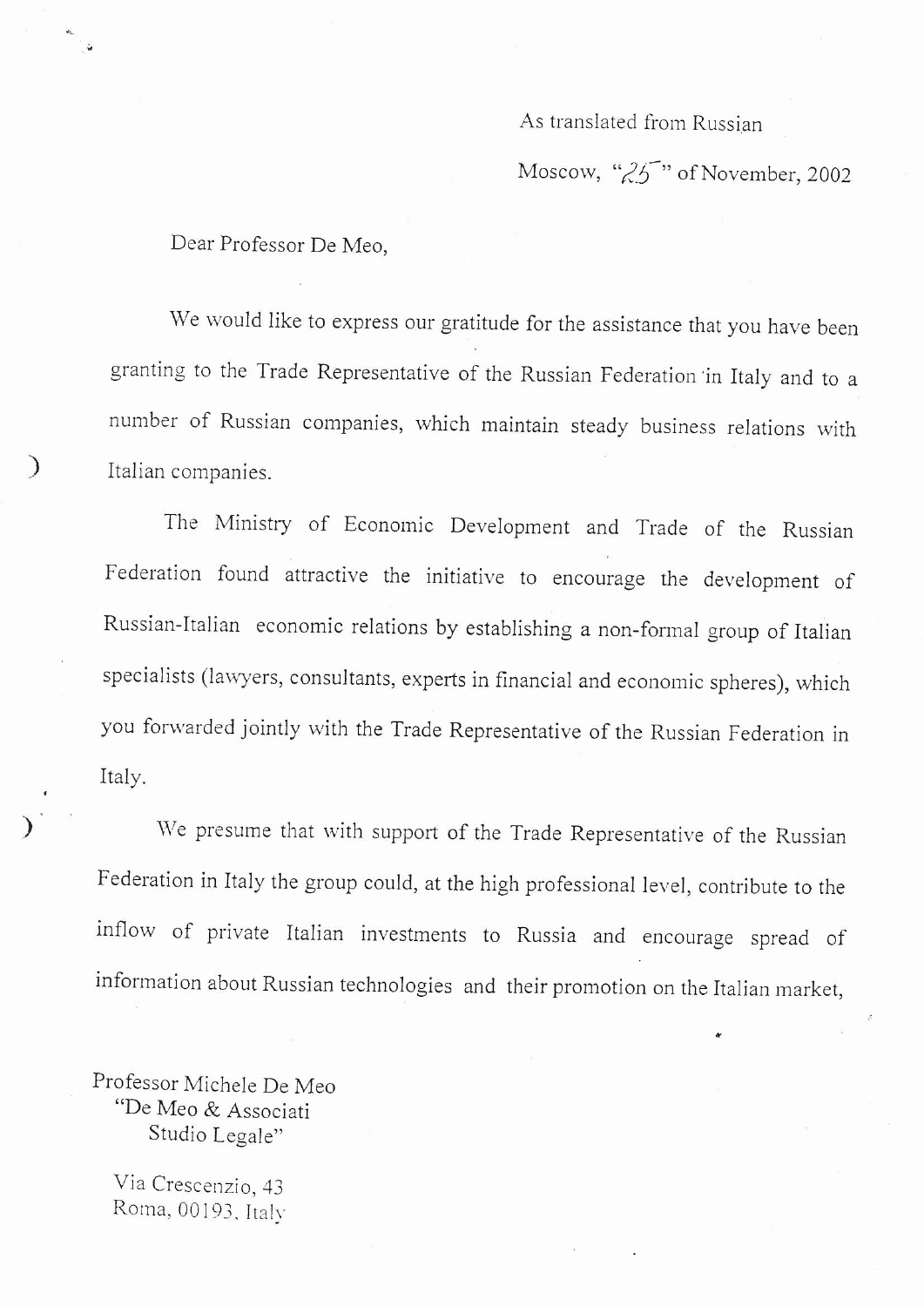As translated from Russian

Moscow, "25" of November, 2002

Dear Professor De Meo,

We would like to express our gratitude for the assistance that you have been granting to the Trade Representative of the Russian Federation in Italy and to a number of Russian companies, which maintain steady business relations with Italian companies.

The Ministry of Economic Development and Trade of the Russian Federation found attractive the initiative to encourage the development of Russian-Italian economic relations by establishing a non-formal group of Italian specialists (lawyers, consultants, experts in financial and economic spheres), which you forwarded jointly with the Trade Representative of the Russian Federation in Italy.

We presume that with support of the Trade Representative of the Russian Federation in Italy the group could, at the high professional level, contribute to the inflow of private Italian investments to Russia and encourage spread of information about Russian technologies and their promotion on the Italian market,

Professor Michele De Meo
"De Meo & Associati
Studio Legale"

Via Crescenzio, 43
Roma, 00193, Italy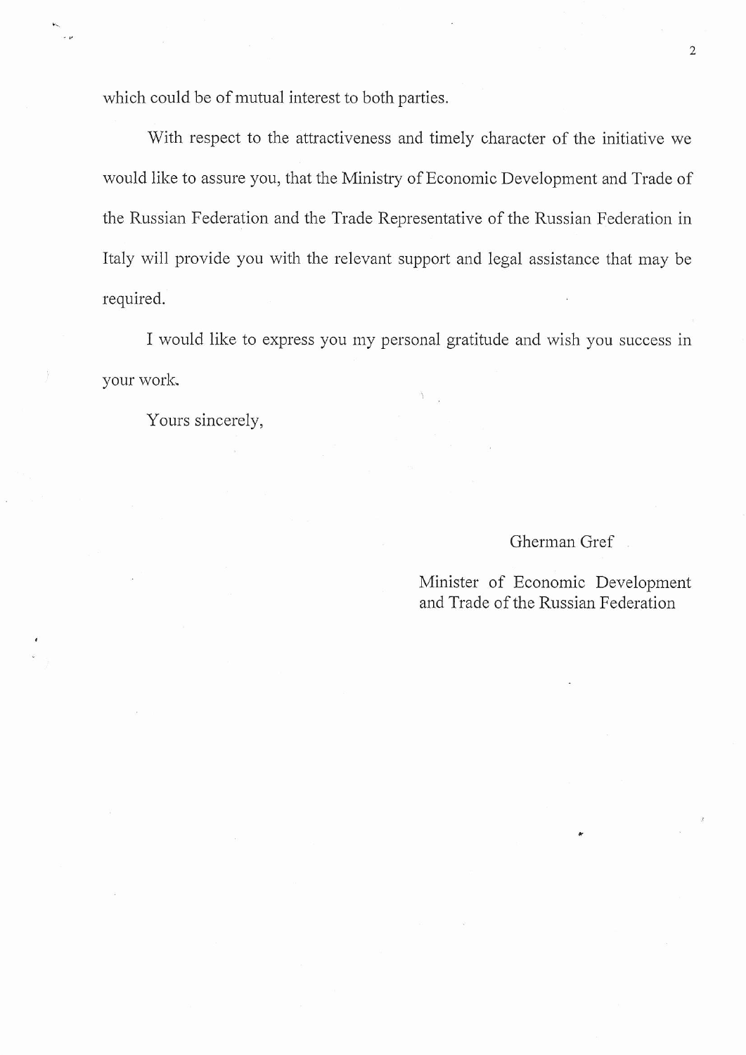which could be of mutual interest to both parties.

With respect to the attractiveness and timely character of the initiative we would like to assure you, that the Ministry of Economic Development and Trade of the Russian Federation and the Trade Representative of the Russian Federation in Italy will provide you with the relevant support and legal assistance that may be required.

I would like to express you my personal gratitude and wish you success in your work.

Yours sincerely,

Gherman Gref

Minister of Economic Development and Trade of the Russian Federation